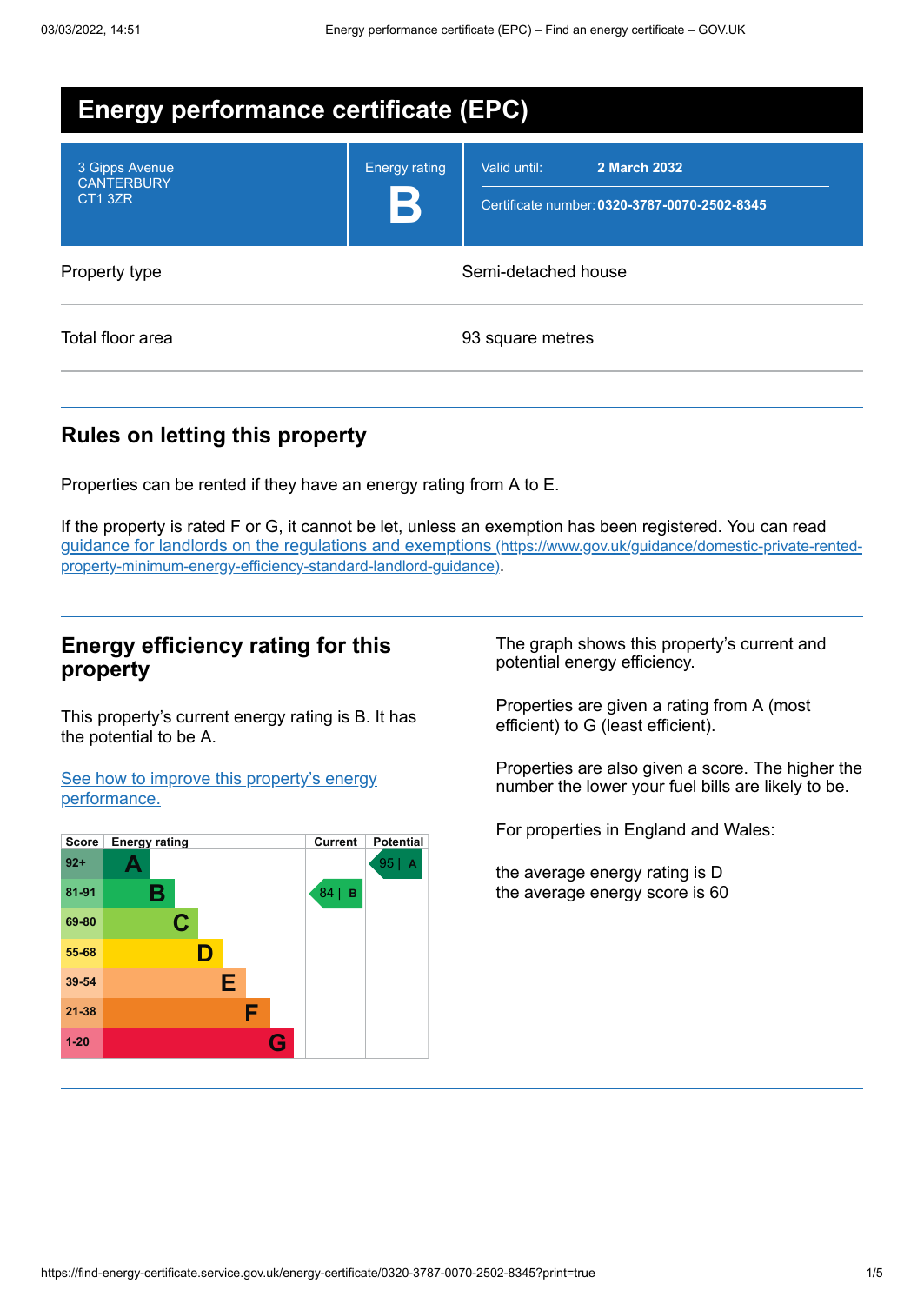# Energy performance certificate (EPC)

3 Gipps Avenue
CANTERBURY
CT1 3ZR

Energy rating

**B**

Valid until: **2 March 2032**

Certificate number: **0320-3787-0070-2502-8345**

| | |
|---|---|
| Property type | Semi-detached house |
| Total floor area | 93 square metres |

## Rules on letting this property

Properties can be rented if they have an energy rating from A to E.

If the property is rated F or G, it cannot be let, unless an exemption has been registered. You can read guidance for landlords on the regulations and exemptions (https://www.gov.uk/guidance/domestic-private-rented-property-minimum-energy-efficiency-standard-landlord-guidance).

## Energy efficiency rating for this property

This property's current energy rating is B. It has the potential to be A.

See how to improve this property's energy performance.

| Score | Energy rating | Current | Potential |
|---|---|---|---|
| 92+ | A | | 95 \| A |
| 81-91 | B | 84 \| B | |
| 69-80 | C | | |
| 55-68 | D | | |
| 39-54 | E | | |
| 21-38 | F | | |
| 1-20 | G | | |

The graph shows this property's current and potential energy efficiency.

Properties are given a rating from A (most efficient) to G (least efficient).

Properties are also given a score. The higher the number the lower your fuel bills are likely to be.

For properties in England and Wales:

the average energy rating is D
the average energy score is 60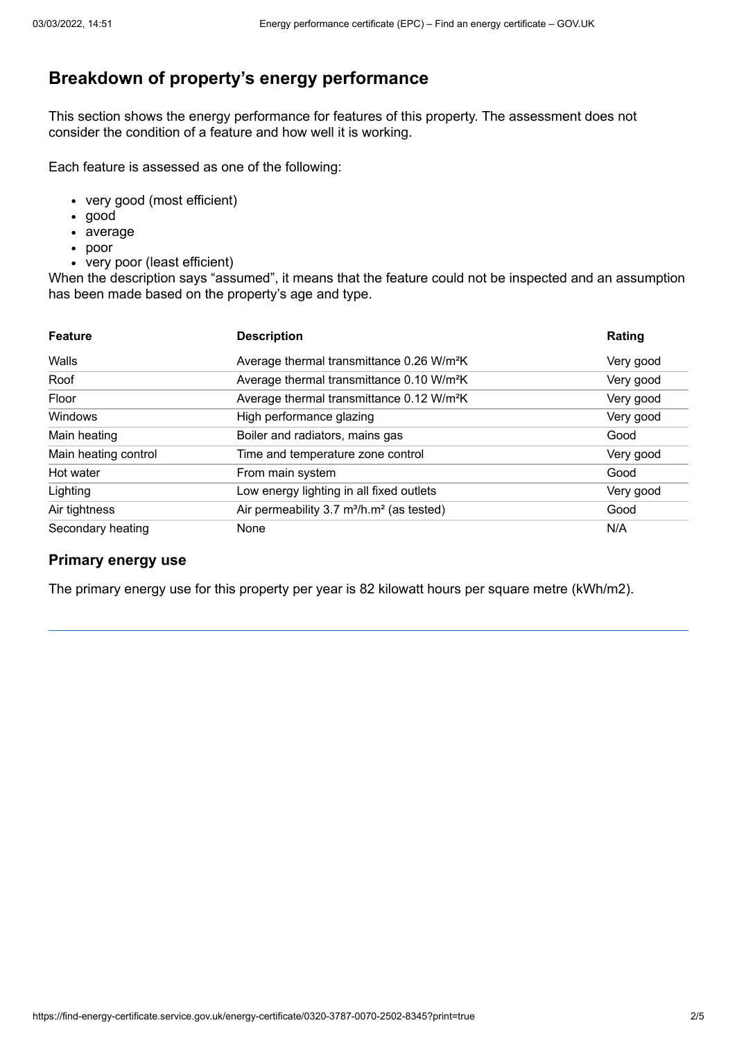## Breakdown of property's energy performance

This section shows the energy performance for features of this property. The assessment does not consider the condition of a feature and how well it is working.

Each feature is assessed as one of the following:

- very good (most efficient)
- good
- average
- poor
- very poor (least efficient)

When the description says "assumed", it means that the feature could not be inspected and an assumption has been made based on the property's age and type.

| Feature | Description | Rating |
| --- | --- | --- |
| Walls | Average thermal transmittance 0.26 $W/m^2K$ | Very good |
| Roof | Average thermal transmittance 0.10 $W/m^2K$ | Very good |
| Floor | Average thermal transmittance 0.12 $W/m^2K$ | Very good |
| Windows | High performance glazing | Very good |
| Main heating | Boiler and radiators, mains gas | Good |
| Main heating control | Time and temperature zone control | Very good |
| Hot water | From main system | Good |
| Lighting | Low energy lighting in all fixed outlets | Very good |
| Air tightness | Air permeability 3.7 $m^3/h.m^2$ (as tested) | Good |
| Secondary heating | None | N/A |

### Primary energy use

The primary energy use for this property per year is 82 kilowatt hours per square metre (kWh/m2).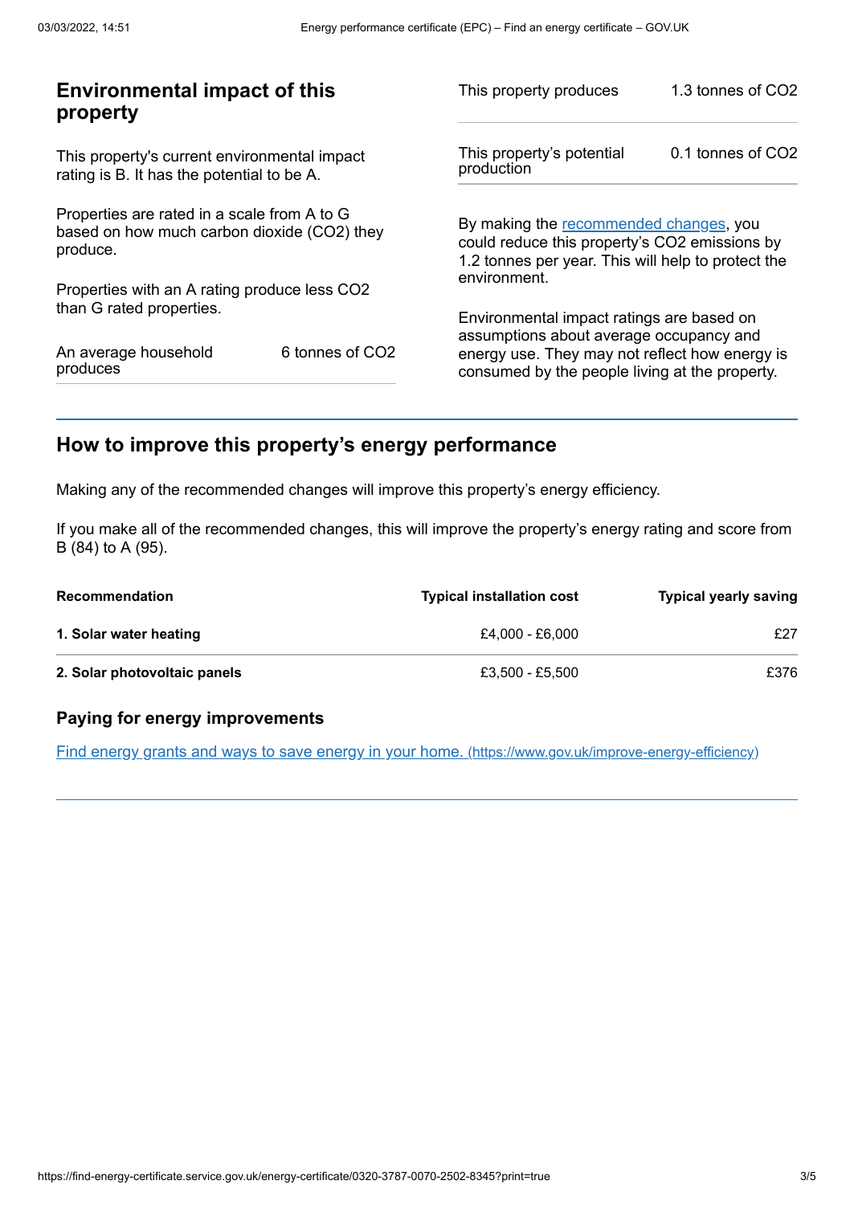## Environmental impact of this property

This property's current environmental impact rating is B. It has the potential to be A.

Properties are rated in a scale from A to G based on how much carbon dioxide ($CO_2$) they produce.

Properties with an A rating produce less $CO_2$ than G rated properties.

| | |
|---|---|
| An average household produces | 6 tonnes of $CO_2$ |

| | |
|---|---|
| This property produces | 1.3 tonnes of $CO_2$ |
| This property's potential production | 0.1 tonnes of $CO_2$ |

By making the recommended changes, you could reduce this property's $CO_2$ emissions by 1.2 tonnes per year. This will help to protect the environment.

Environmental impact ratings are based on assumptions about average occupancy and energy use. They may not reflect how energy is consumed by the people living at the property.

## How to improve this property's energy performance

Making any of the recommended changes will improve this property's energy efficiency.

If you make all of the recommended changes, this will improve the property's energy rating and score from B (84) to A (95).

| Recommendation | Typical installation cost | Typical yearly saving |
|---|---|---|
| **1. Solar water heating** | £4,000 - £6,000 | £27 |
| **2. Solar photovoltaic panels** | £3,500 - £5,500 | £376 |

### Paying for energy improvements

[Find energy grants and ways to save energy in your home. (https://www.gov.uk/improve-energy-efficiency)](https://www.gov.uk/improve-energy-efficiency)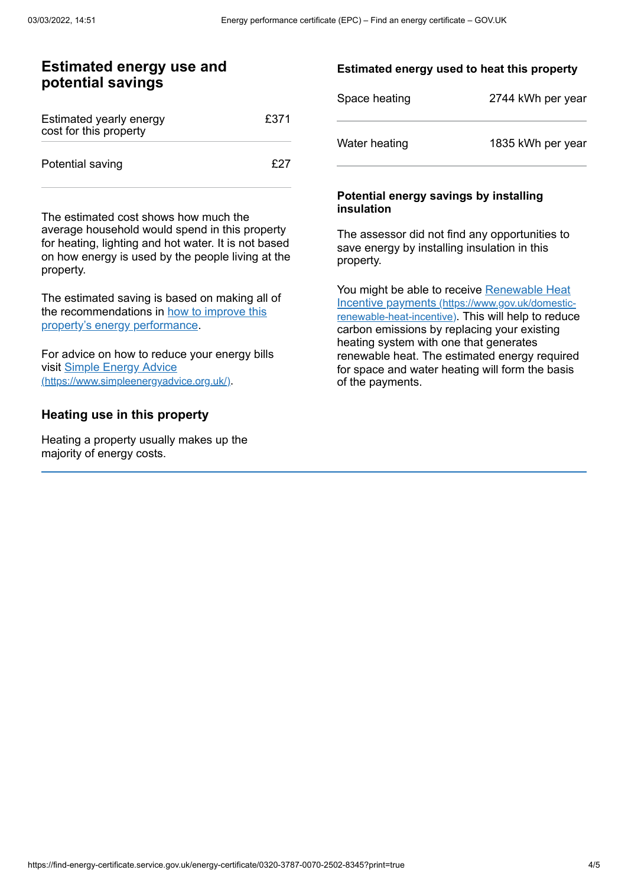## Estimated energy use and potential savings

| Estimated yearly energy cost for this property | £371 |
| --- | --- |
| Potential saving | £27 |

The estimated cost shows how much the average household would spend in this property for heating, lighting and hot water. It is not based on how energy is used by the people living at the property.

The estimated saving is based on making all of the recommendations in [how to improve this property's energy performance](#).

For advice on how to reduce your energy bills visit [Simple Energy Advice (https://www.simpleenergyadvice.org.uk/)](https://www.simpleenergyadvice.org.uk/).

### Heating use in this property

Heating a property usually makes up the majority of energy costs.

### Estimated energy used to heat this property

| Space heating | 2744 kWh per year |
| --- | --- |
| Water heating | 1835 kWh per year |

### Potential energy savings by installing insulation

The assessor did not find any opportunities to save energy by installing insulation in this property.

You might be able to receive [Renewable Heat Incentive payments (https://www.gov.uk/domestic-renewable-heat-incentive)](https://www.gov.uk/domestic-renewable-heat-incentive). This will help to reduce carbon emissions by replacing your existing heating system with one that generates renewable heat. The estimated energy required for space and water heating will form the basis of the payments.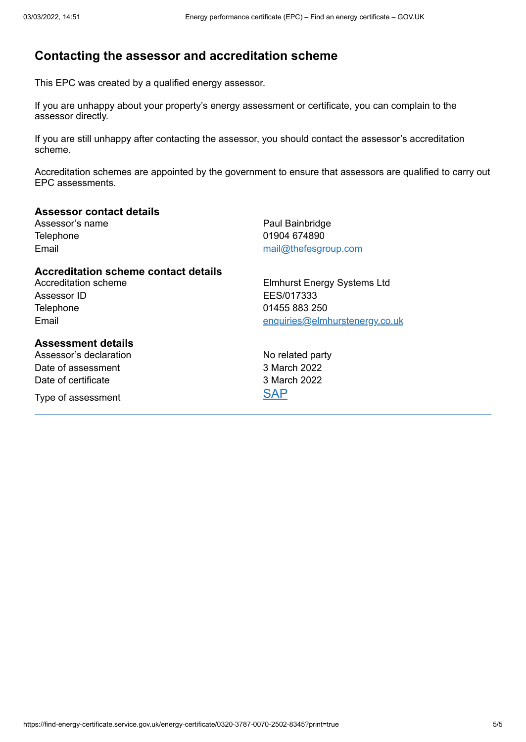## Contacting the assessor and accreditation scheme

This EPC was created by a qualified energy assessor.

If you are unhappy about your property's energy assessment or certificate, you can complain to the assessor directly.

If you are still unhappy after contacting the assessor, you should contact the assessor's accreditation scheme.

Accreditation schemes are appointed by the government to ensure that assessors are qualified to carry out EPC assessments.

### Assessor contact details

| | |
|---|---|
| Assessor's name | Paul Bainbridge |
| Telephone | 01904 674890 |
| Email | mail@thefesgroup.com |

### Accreditation scheme contact details

| | |
|---|---|
| Accreditation scheme | Elmhurst Energy Systems Ltd |
| Assessor ID | EES/017333 |
| Telephone | 01455 883 250 |
| Email | enquiries@elmhurstenergy.co.uk |

### Assessment details

| | |
|---|---|
| Assessor's declaration | No related party |
| Date of assessment | 3 March 2022 |
| Date of certificate | 3 March 2022 |
| Type of assessment | SAP |